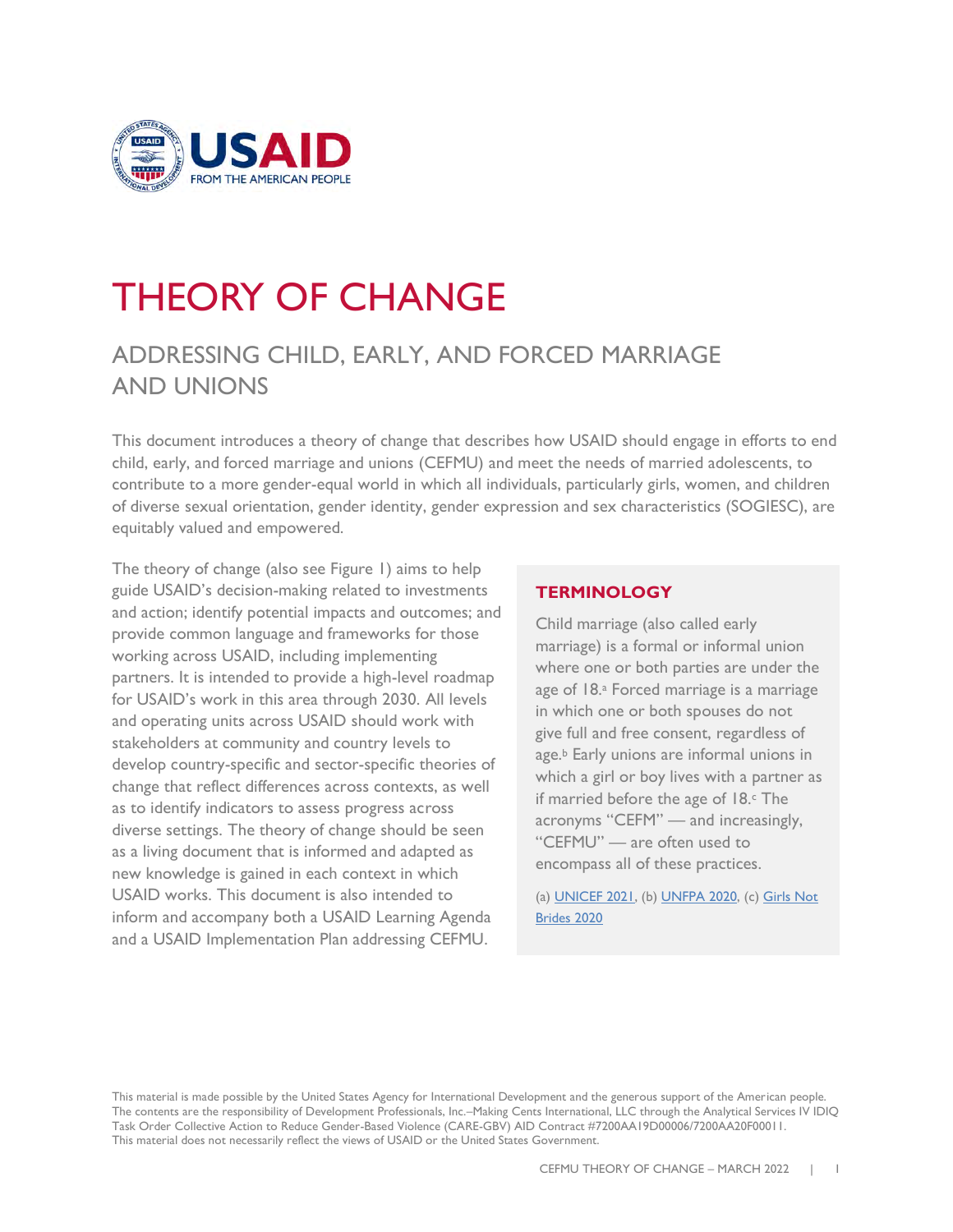# THEORY OF CHANGE

## ADDRESSING CHILD, EARLY, AND FORCED MARRIAGE AND UNIONS

This document introduces a theory of change that describes how USAID should engage in efforts to end child, early, and forced marriage and unions (CEFMU) and meet the needs of married adolescents, to contribute to a more gender-equal world in which all individuals, particularly girls, women, and children of diverse sexual orientation, gender identity, gender expression and sex characteristics (SOGIESC), are equitably valued and empowered.

The theory of change (also see Figure 1) aims to help guide USAID's decision-making related to investments and action; identify potential impacts and outcomes; and provide common language and frameworks for those working across USAID, including implementing partners. It is intended to provide a high-level roadmap for USAID's work in this area through 2030. All levels and operating units across USAID should work with stakeholders at community and country levels to develop country-specific and sector-specific theories of change that reflect differences across contexts, as well as to identify indicators to assess progress across diverse settings. The theory of change should be seen as a living document that is informed and adapted as new knowledge is gained in each context in which USAID works. This document is also intended to inform and accompany both a USAID Learning Agenda and a USAID Implementation Plan addressing CEFMU.

### TERMINOLOGY

Child marriage (also called early marriage) is a formal or informal union where one or both parties are under the age of 18.[a] Forced marriage is a marriage in which one or both spouses do not give full and free consent, regardless of age.[b] Early unions are informal unions in which a girl or boy lives with a partner as if married before the age of 18.[c] The acronyms "CEFM" — and increasingly, "CEFMU" — are often used to encompass all of these practices.

(a) UNICEF 2021, (b) UNFPA 2020, (c) Girls Not Brides 2020

This material is made possible by the United States Agency for International Development and the generous support of the American people. The contents are the responsibility of Development Professionals, Inc.–Making Cents International, LLC through the Analytical Services IV IDIQ Task Order Collective Action to Reduce Gender-Based Violence (CARE-GBV) AID Contract #7200AA19D00006/7200AA20F00011. This material does not necessarily reflect the views of USAID or the United States Government.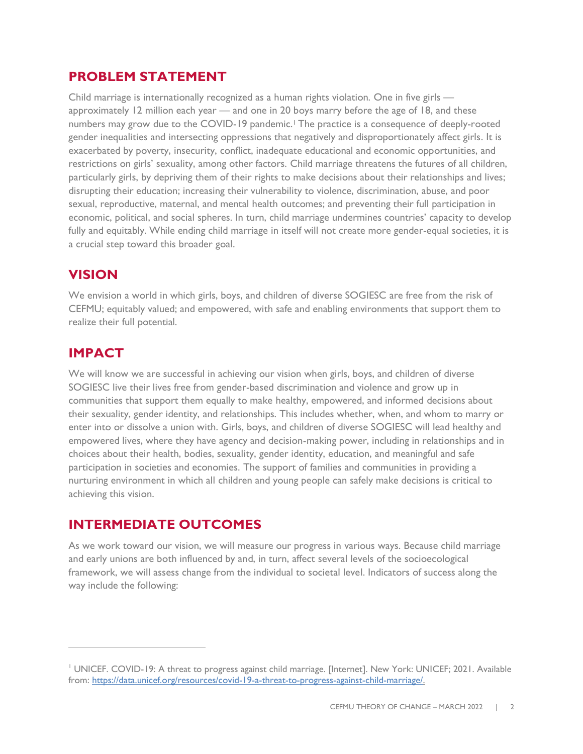## PROBLEM STATEMENT

Child marriage is internationally recognized as a human rights violation. One in five girls — approximately 12 million each year — and one in 20 boys marry before the age of 18, and these numbers may grow due to the COVID-19 pandemic.[1] The practice is a consequence of deeply-rooted gender inequalities and intersecting oppressions that negatively and disproportionately affect girls. It is exacerbated by poverty, insecurity, conflict, inadequate educational and economic opportunities, and restrictions on girls' sexuality, among other factors. Child marriage threatens the futures of all children, particularly girls, by depriving them of their rights to make decisions about their relationships and lives; disrupting their education; increasing their vulnerability to violence, discrimination, abuse, and poor sexual, reproductive, maternal, and mental health outcomes; and preventing their full participation in economic, political, and social spheres. In turn, child marriage undermines countries' capacity to develop fully and equitably. While ending child marriage in itself will not create more gender-equal societies, it is a crucial step toward this broader goal.

## VISION

We envision a world in which girls, boys, and children of diverse SOGIESC are free from the risk of CEFMU; equitably valued; and empowered, with safe and enabling environments that support them to realize their full potential.

## IMPACT

We will know we are successful in achieving our vision when girls, boys, and children of diverse SOGIESC live their lives free from gender-based discrimination and violence and grow up in communities that support them equally to make healthy, empowered, and informed decisions about their sexuality, gender identity, and relationships. This includes whether, when, and whom to marry or enter into or dissolve a union with. Girls, boys, and children of diverse SOGIESC will lead healthy and empowered lives, where they have agency and decision-making power, including in relationships and in choices about their health, bodies, sexuality, gender identity, education, and meaningful and safe participation in societies and economies. The support of families and communities in providing a nurturing environment in which all children and young people can safely make decisions is critical to achieving this vision.

## INTERMEDIATE OUTCOMES

As we work toward our vision, we will measure our progress in various ways. Because child marriage and early unions are both influenced by and, in turn, affect several levels of the socioecological framework, we will assess change from the individual to societal level. Indicators of success along the way include the following:

---

[1] UNICEF. COVID-19: A threat to progress against child marriage. [Internet]. New York: UNICEF; 2021. Available from: https://data.unicef.org/resources/covid-19-a-threat-to-progress-against-child-marriage/.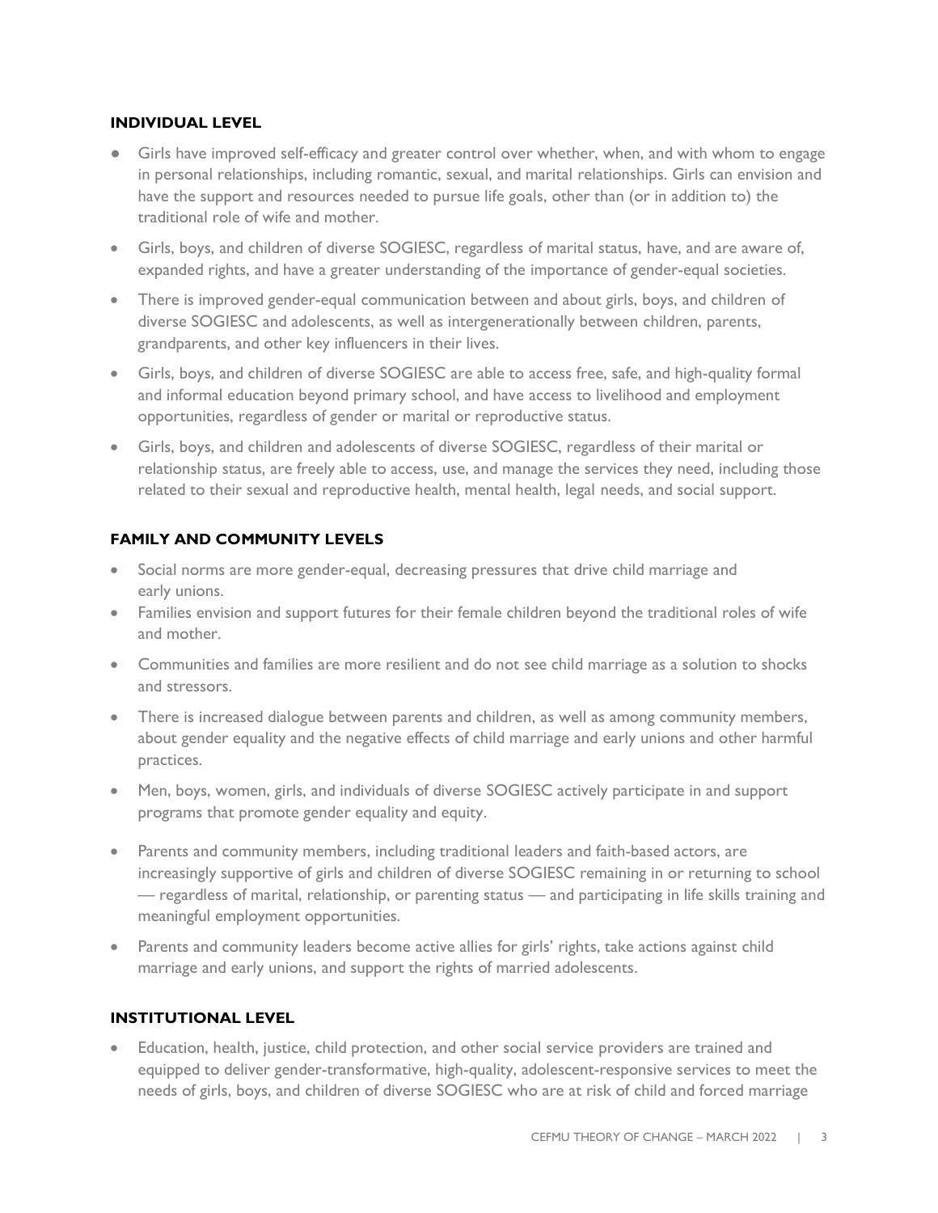### INDIVIDUAL LEVEL

- Girls have improved self-efficacy and greater control over whether, when, and with whom to engage in personal relationships, including romantic, sexual, and marital relationships. Girls can envision and have the support and resources needed to pursue life goals, other than (or in addition to) the traditional role of wife and mother.
- Girls, boys, and children of diverse SOGIESC, regardless of marital status, have, and are aware of, expanded rights, and have a greater understanding of the importance of gender-equal societies.
- There is improved gender-equal communication between and about girls, boys, and children of diverse SOGIESC and adolescents, as well as intergenerationally between children, parents, grandparents, and other key influencers in their lives.
- Girls, boys, and children of diverse SOGIESC are able to access free, safe, and high-quality formal and informal education beyond primary school, and have access to livelihood and employment opportunities, regardless of gender or marital or reproductive status.
- Girls, boys, and children and adolescents of diverse SOGIESC, regardless of their marital or relationship status, are freely able to access, use, and manage the services they need, including those related to their sexual and reproductive health, mental health, legal needs, and social support.

### FAMILY AND COMMUNITY LEVELS

- Social norms are more gender-equal, decreasing pressures that drive child marriage and early unions.
- Families envision and support futures for their female children beyond the traditional roles of wife and mother.
- Communities and families are more resilient and do not see child marriage as a solution to shocks and stressors.
- There is increased dialogue between parents and children, as well as among community members, about gender equality and the negative effects of child marriage and early unions and other harmful practices.
- Men, boys, women, girls, and individuals of diverse SOGIESC actively participate in and support programs that promote gender equality and equity.
- Parents and community members, including traditional leaders and faith-based actors, are increasingly supportive of girls and children of diverse SOGIESC remaining in or returning to school — regardless of marital, relationship, or parenting status — and participating in life skills training and meaningful employment opportunities.
- Parents and community leaders become active allies for girls' rights, take actions against child marriage and early unions, and support the rights of married adolescents.

### INSTITUTIONAL LEVEL

- Education, health, justice, child protection, and other social service providers are trained and equipped to deliver gender-transformative, high-quality, adolescent-responsive services to meet the needs of girls, boys, and children of diverse SOGIESC who are at risk of child and forced marriage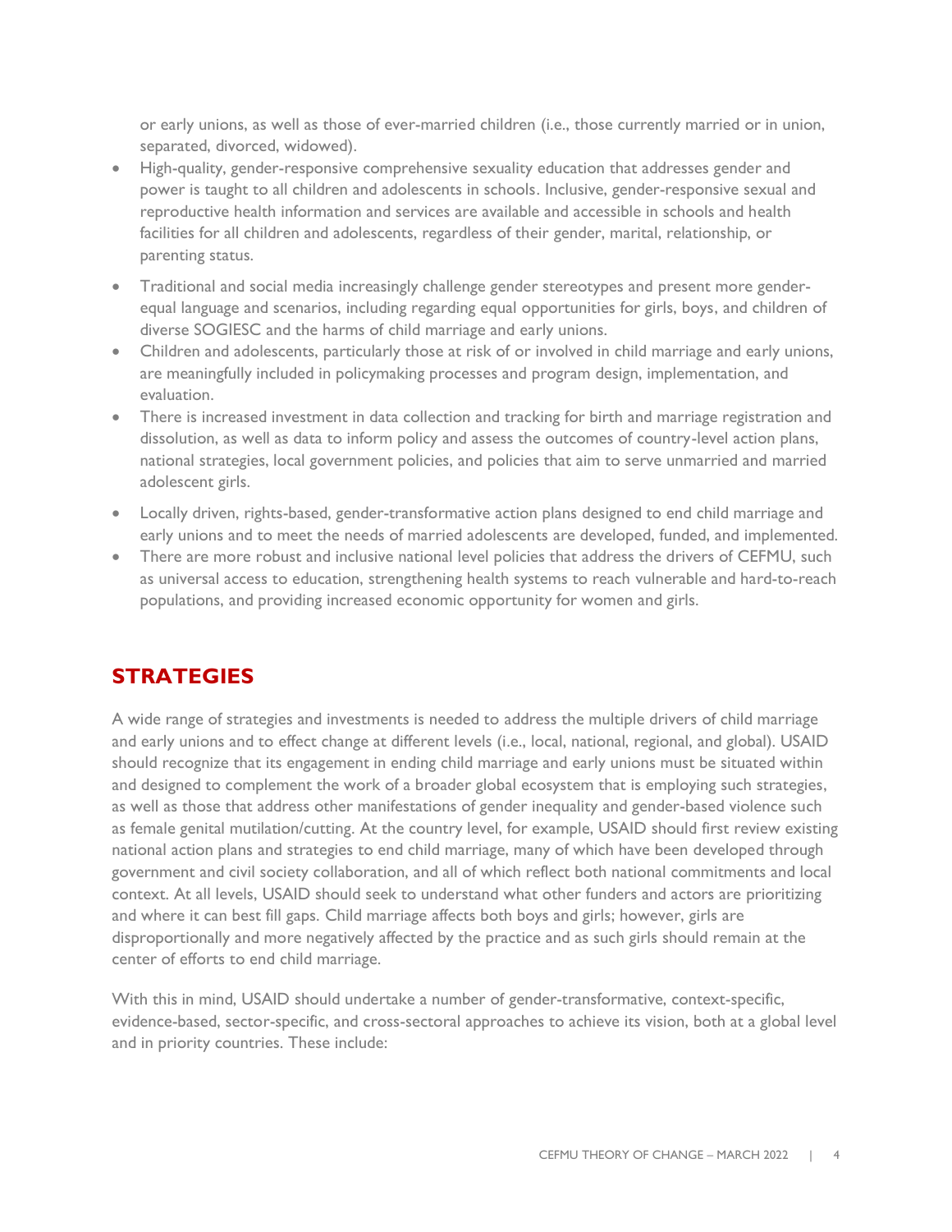or early unions, as well as those of ever-married children (i.e., those currently married or in union, separated, divorced, widowed).

- High-quality, gender-responsive comprehensive sexuality education that addresses gender and power is taught to all children and adolescents in schools. Inclusive, gender-responsive sexual and reproductive health information and services are available and accessible in schools and health facilities for all children and adolescents, regardless of their gender, marital, relationship, or parenting status.
- Traditional and social media increasingly challenge gender stereotypes and present more gender-equal language and scenarios, including regarding equal opportunities for girls, boys, and children of diverse SOGIESC and the harms of child marriage and early unions.
- Children and adolescents, particularly those at risk of or involved in child marriage and early unions, are meaningfully included in policymaking processes and program design, implementation, and evaluation.
- There is increased investment in data collection and tracking for birth and marriage registration and dissolution, as well as data to inform policy and assess the outcomes of country-level action plans, national strategies, local government policies, and policies that aim to serve unmarried and married adolescent girls.
- Locally driven, rights-based, gender-transformative action plans designed to end child marriage and early unions and to meet the needs of married adolescents are developed, funded, and implemented.
- There are more robust and inclusive national level policies that address the drivers of CEFMU, such as universal access to education, strengthening health systems to reach vulnerable and hard-to-reach populations, and providing increased economic opportunity for women and girls.

## STRATEGIES

A wide range of strategies and investments is needed to address the multiple drivers of child marriage and early unions and to effect change at different levels (i.e., local, national, regional, and global). USAID should recognize that its engagement in ending child marriage and early unions must be situated within and designed to complement the work of a broader global ecosystem that is employing such strategies, as well as those that address other manifestations of gender inequality and gender-based violence such as female genital mutilation/cutting. At the country level, for example, USAID should first review existing national action plans and strategies to end child marriage, many of which have been developed through government and civil society collaboration, and all of which reflect both national commitments and local context. At all levels, USAID should seek to understand what other funders and actors are prioritizing and where it can best fill gaps. Child marriage affects both boys and girls; however, girls are disproportionally and more negatively affected by the practice and as such girls should remain at the center of efforts to end child marriage.

With this in mind, USAID should undertake a number of gender-transformative, context-specific, evidence-based, sector-specific, and cross-sectoral approaches to achieve its vision, both at a global level and in priority countries. These include: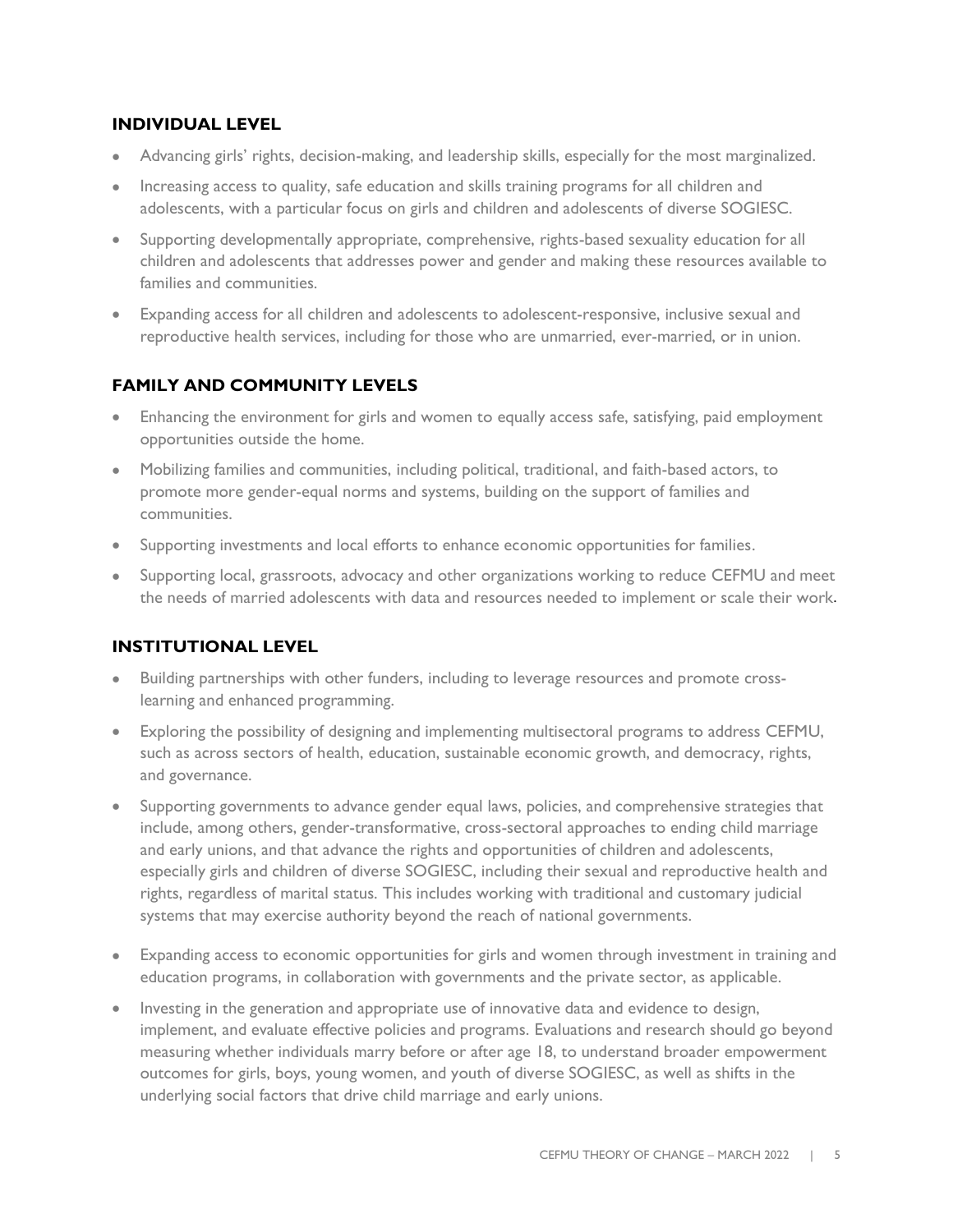### INDIVIDUAL LEVEL

- Advancing girls' rights, decision-making, and leadership skills, especially for the most marginalized.
- Increasing access to quality, safe education and skills training programs for all children and adolescents, with a particular focus on girls and children and adolescents of diverse SOGIESC.
- Supporting developmentally appropriate, comprehensive, rights-based sexuality education for all children and adolescents that addresses power and gender and making these resources available to families and communities.
- Expanding access for all children and adolescents to adolescent-responsive, inclusive sexual and reproductive health services, including for those who are unmarried, ever-married, or in union.

### FAMILY AND COMMUNITY LEVELS

- Enhancing the environment for girls and women to equally access safe, satisfying, paid employment opportunities outside the home.
- Mobilizing families and communities, including political, traditional, and faith-based actors, to promote more gender-equal norms and systems, building on the support of families and communities.
- Supporting investments and local efforts to enhance economic opportunities for families.
- Supporting local, grassroots, advocacy and other organizations working to reduce CEFMU and meet the needs of married adolescents with data and resources needed to implement or scale their work.

### INSTITUTIONAL LEVEL

- Building partnerships with other funders, including to leverage resources and promote cross-learning and enhanced programming.
- Exploring the possibility of designing and implementing multisectoral programs to address CEFMU, such as across sectors of health, education, sustainable economic growth, and democracy, rights, and governance.
- Supporting governments to advance gender equal laws, policies, and comprehensive strategies that include, among others, gender-transformative, cross-sectoral approaches to ending child marriage and early unions, and that advance the rights and opportunities of children and adolescents, especially girls and children of diverse SOGIESC, including their sexual and reproductive health and rights, regardless of marital status. This includes working with traditional and customary judicial systems that may exercise authority beyond the reach of national governments.
- Expanding access to economic opportunities for girls and women through investment in training and education programs, in collaboration with governments and the private sector, as applicable.
- Investing in the generation and appropriate use of innovative data and evidence to design, implement, and evaluate effective policies and programs. Evaluations and research should go beyond measuring whether individuals marry before or after age 18, to understand broader empowerment outcomes for girls, boys, young women, and youth of diverse SOGIESC, as well as shifts in the underlying social factors that drive child marriage and early unions.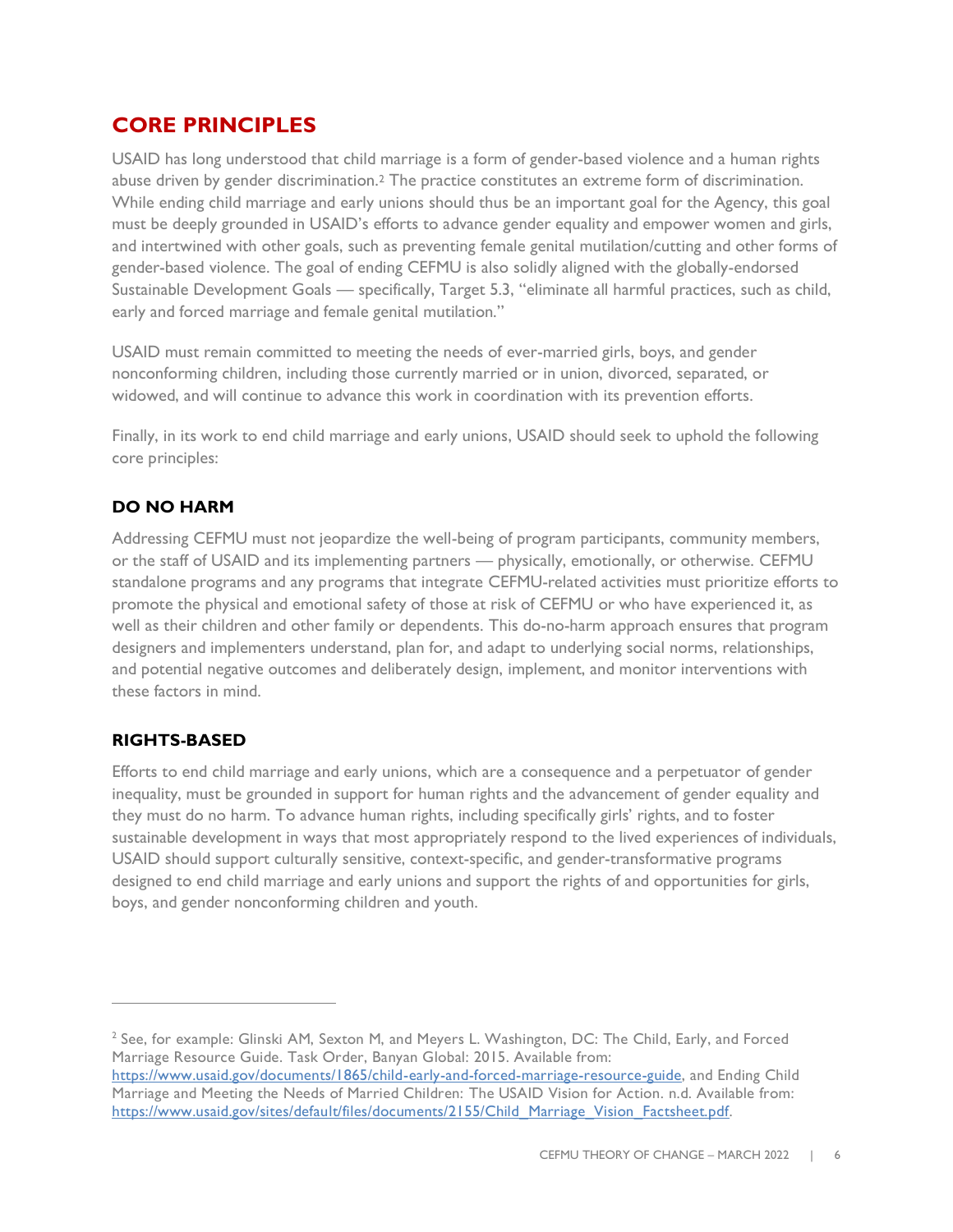## CORE PRINCIPLES

USAID has long understood that child marriage is a form of gender-based violence and a human rights abuse driven by gender discrimination.[2] The practice constitutes an extreme form of discrimination. While ending child marriage and early unions should thus be an important goal for the Agency, this goal must be deeply grounded in USAID's efforts to advance gender equality and empower women and girls, and intertwined with other goals, such as preventing female genital mutilation/cutting and other forms of gender-based violence. The goal of ending CEFMU is also solidly aligned with the globally-endorsed Sustainable Development Goals — specifically, Target 5.3, "eliminate all harmful practices, such as child, early and forced marriage and female genital mutilation."

USAID must remain committed to meeting the needs of ever-married girls, boys, and gender nonconforming children, including those currently married or in union, divorced, separated, or widowed, and will continue to advance this work in coordination with its prevention efforts.

Finally, in its work to end child marriage and early unions, USAID should seek to uphold the following core principles:

### DO NO HARM

Addressing CEFMU must not jeopardize the well-being of program participants, community members, or the staff of USAID and its implementing partners — physically, emotionally, or otherwise. CEFMU standalone programs and any programs that integrate CEFMU-related activities must prioritize efforts to promote the physical and emotional safety of those at risk of CEFMU or who have experienced it, as well as their children and other family or dependents. This do-no-harm approach ensures that program designers and implementers understand, plan for, and adapt to underlying social norms, relationships, and potential negative outcomes and deliberately design, implement, and monitor interventions with these factors in mind.

### RIGHTS-BASED

Efforts to end child marriage and early unions, which are a consequence and a perpetuator of gender inequality, must be grounded in support for human rights and the advancement of gender equality and they must do no harm. To advance human rights, including specifically girls' rights, and to foster sustainable development in ways that most appropriately respond to the lived experiences of individuals, USAID should support culturally sensitive, context-specific, and gender-transformative programs designed to end child marriage and early unions and support the rights of and opportunities for girls, boys, and gender nonconforming children and youth.

---

[2] See, for example: Glinski AM, Sexton M, and Meyers L. Washington, DC: The Child, Early, and Forced Marriage Resource Guide. Task Order, Banyan Global: 2015. Available from: https://www.usaid.gov/documents/1865/child-early-and-forced-marriage-resource-guide, and Ending Child Marriage and Meeting the Needs of Married Children: The USAID Vision for Action. n.d. Available from: https://www.usaid.gov/sites/default/files/documents/2155/Child_Marriage_Vision_Factsheet.pdf.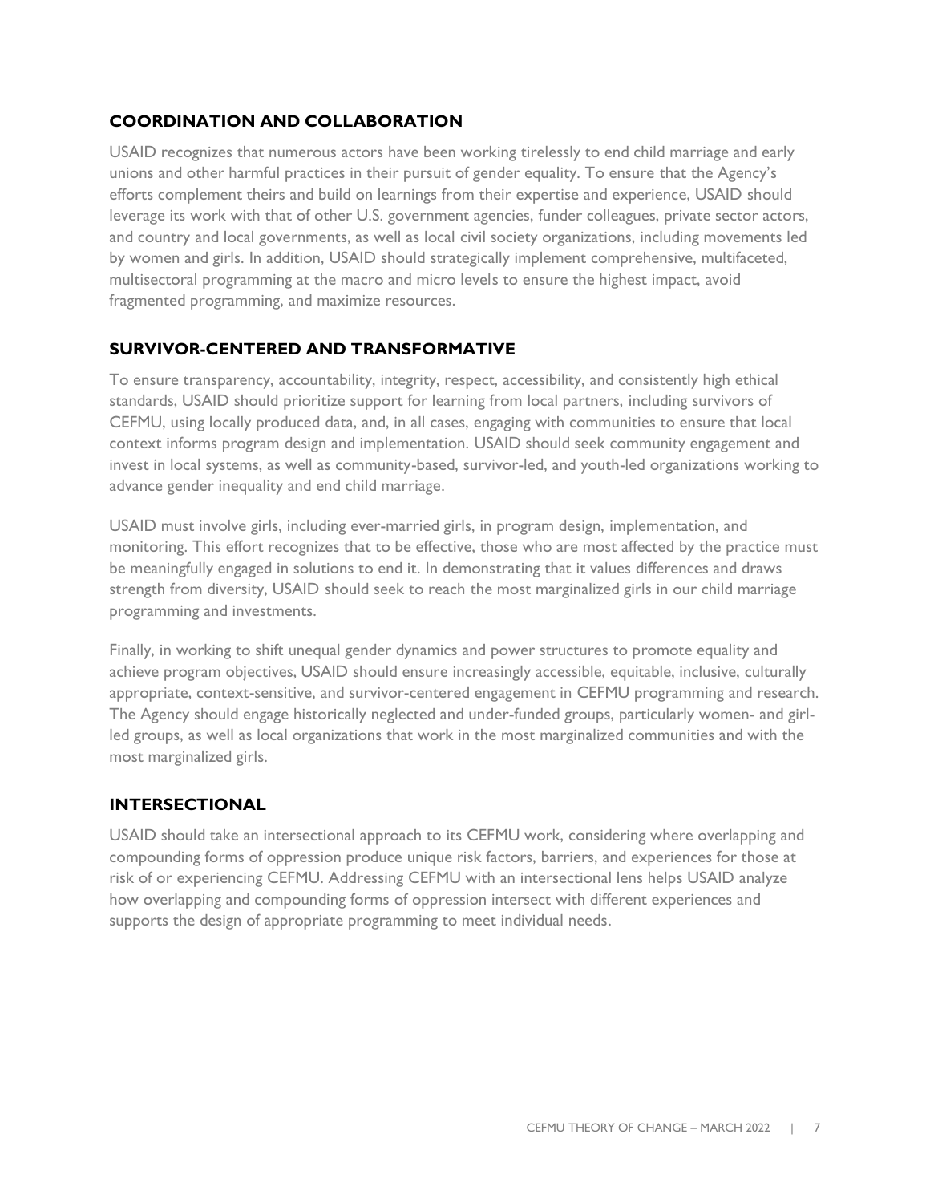## COORDINATION AND COLLABORATION

USAID recognizes that numerous actors have been working tirelessly to end child marriage and early unions and other harmful practices in their pursuit of gender equality. To ensure that the Agency's efforts complement theirs and build on learnings from their expertise and experience, USAID should leverage its work with that of other U.S. government agencies, funder colleagues, private sector actors, and country and local governments, as well as local civil society organizations, including movements led by women and girls. In addition, USAID should strategically implement comprehensive, multifaceted, multisectoral programming at the macro and micro levels to ensure the highest impact, avoid fragmented programming, and maximize resources.

## SURVIVOR-CENTERED AND TRANSFORMATIVE

To ensure transparency, accountability, integrity, respect, accessibility, and consistently high ethical standards, USAID should prioritize support for learning from local partners, including survivors of CEFMU, using locally produced data, and, in all cases, engaging with communities to ensure that local context informs program design and implementation. USAID should seek community engagement and invest in local systems, as well as community-based, survivor-led, and youth-led organizations working to advance gender inequality and end child marriage.

USAID must involve girls, including ever-married girls, in program design, implementation, and monitoring. This effort recognizes that to be effective, those who are most affected by the practice must be meaningfully engaged in solutions to end it. In demonstrating that it values differences and draws strength from diversity, USAID should seek to reach the most marginalized girls in our child marriage programming and investments.

Finally, in working to shift unequal gender dynamics and power structures to promote equality and achieve program objectives, USAID should ensure increasingly accessible, equitable, inclusive, culturally appropriate, context-sensitive, and survivor-centered engagement in CEFMU programming and research. The Agency should engage historically neglected and under-funded groups, particularly women- and girl-led groups, as well as local organizations that work in the most marginalized communities and with the most marginalized girls.

## INTERSECTIONAL

USAID should take an intersectional approach to its CEFMU work, considering where overlapping and compounding forms of oppression produce unique risk factors, barriers, and experiences for those at risk of or experiencing CEFMU. Addressing CEFMU with an intersectional lens helps USAID analyze how overlapping and compounding forms of oppression intersect with different experiences and supports the design of appropriate programming to meet individual needs.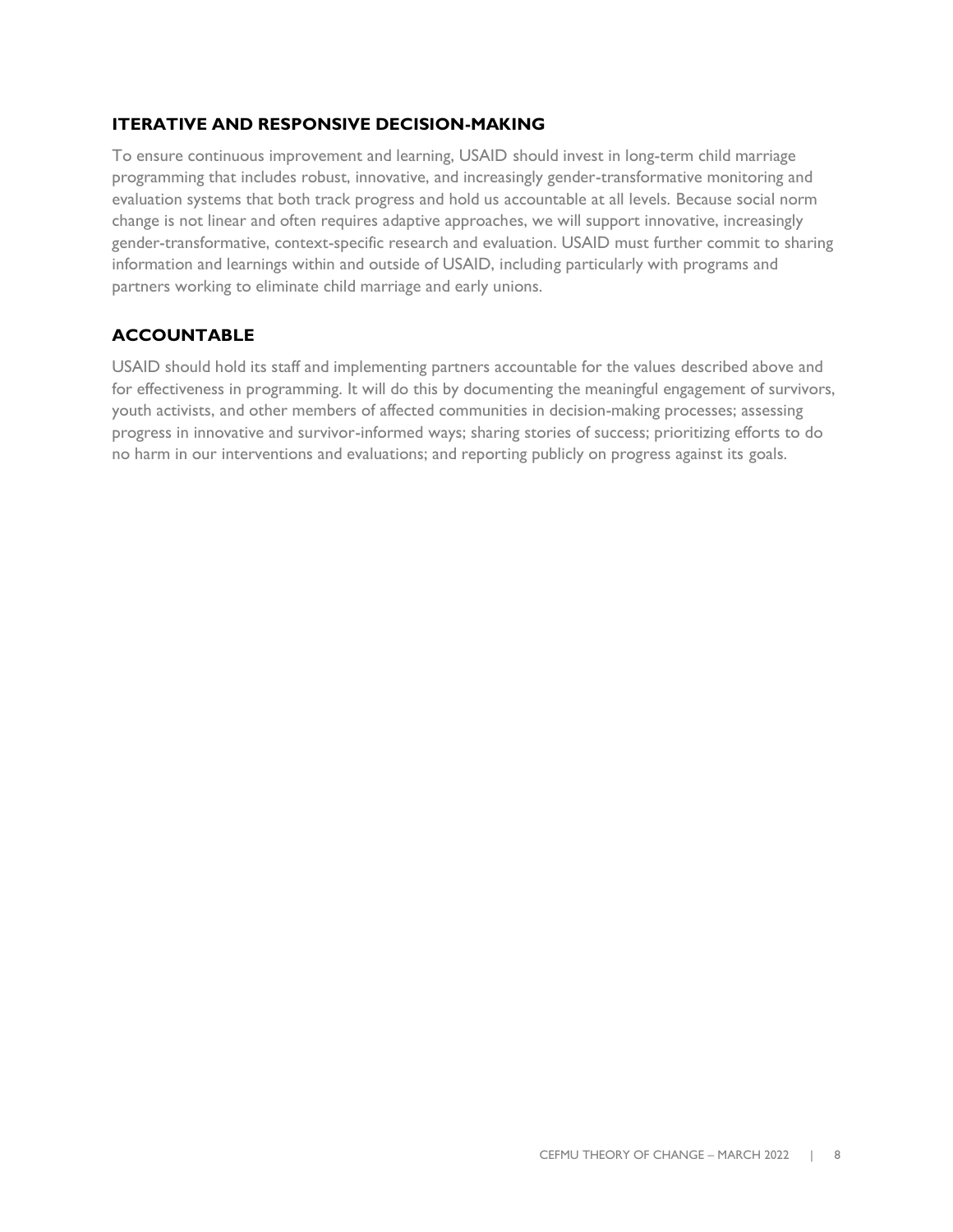### ITERATIVE AND RESPONSIVE DECISION-MAKING

To ensure continuous improvement and learning, USAID should invest in long-term child marriage programming that includes robust, innovative, and increasingly gender-transformative monitoring and evaluation systems that both track progress and hold us accountable at all levels. Because social norm change is not linear and often requires adaptive approaches, we will support innovative, increasingly gender-transformative, context-specific research and evaluation. USAID must further commit to sharing information and learnings within and outside of USAID, including particularly with programs and partners working to eliminate child marriage and early unions.

### ACCOUNTABLE

USAID should hold its staff and implementing partners accountable for the values described above and for effectiveness in programming. It will do this by documenting the meaningful engagement of survivors, youth activists, and other members of affected communities in decision-making processes; assessing progress in innovative and survivor-informed ways; sharing stories of success; prioritizing efforts to do no harm in our interventions and evaluations; and reporting publicly on progress against its goals.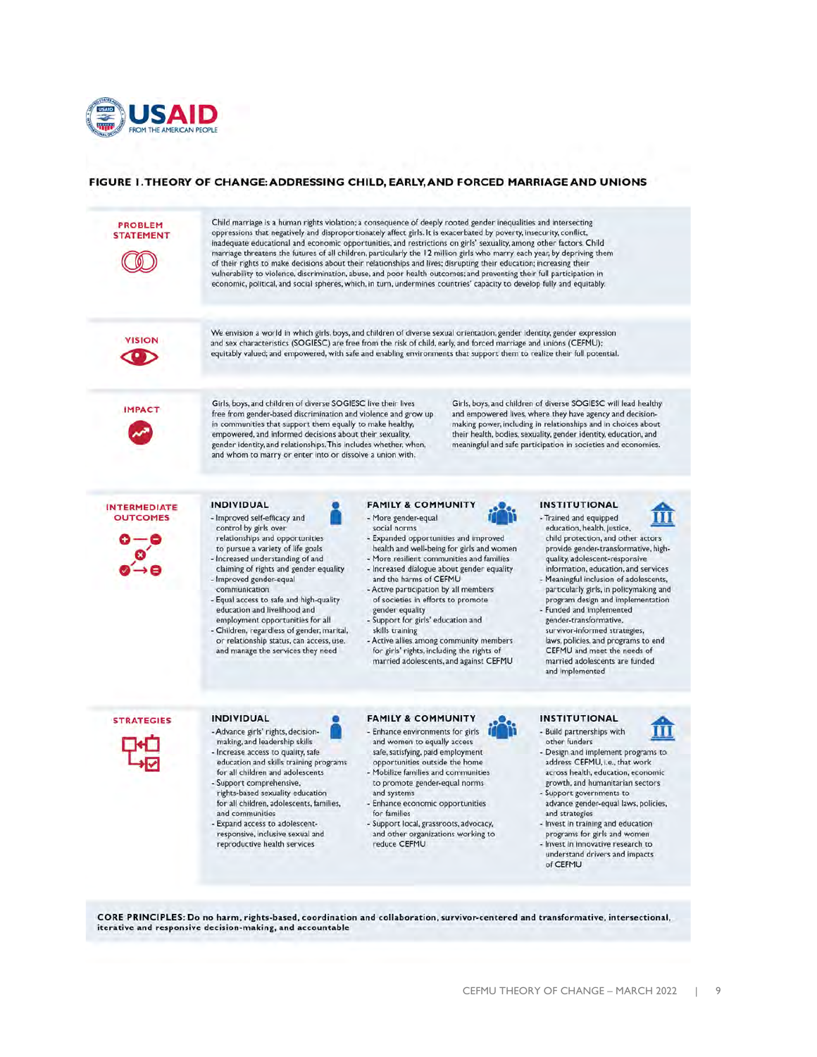## FIGURE 1. THEORY OF CHANGE: ADDRESSING CHILD, EARLY, AND FORCED MARRIAGE AND UNIONS

### PROBLEM STATEMENT

Child marriage is a human rights violation; a consequence of deeply rooted gender inequalities and intersecting oppressions that negatively and disproportionately affect girls. It is exacerbated by poverty, insecurity, conflict, inadequate educational and economic opportunities, and restrictions on girls' sexuality, among other factors. Child marriage threatens the futures of all children, particularly the 12 million girls who marry each year, by depriving them of their rights to make decisions about their relationships and lives; disrupting their education; increasing their vulnerability to violence, discrimination, abuse, and poor health outcomes; and preventing their full participation in economic, political, and social spheres, which, in turn, undermines countries' capacity to develop fully and equitably.

### VISION

We envision a world in which girls, boys, and children of diverse sexual orientation, gender identity, gender expression and sex characteristics (SOGIESC) are free from the risk of child, early, and forced marriage and unions (CEFMU); equitably valued; and empowered, with safe and enabling environments that support them to realize their full potential.

### IMPACT

Girls, boys, and children of diverse SOGIESC live their lives free from gender-based discrimination and violence and grow up in communities that support them equally to make healthy, empowered, and informed decisions about their sexuality, gender identity, and relationships. This includes whether, when, and whom to marry or enter into or dissolve a union with.

Girls, boys, and children of diverse SOGIESC will lead healthy and empowered lives, where they have agency and decision-making power, including in relationships and in choices about their health, bodies, sexuality, gender identity, education, and meaningful and safe participation in societies and economies.

### INTERMEDIATE OUTCOMES

**INDIVIDUAL**

- Improved self-efficacy and control by girls over relationships and opportunities to pursue a variety of life goals
- Increased understanding of and claiming of rights and gender equality
- Improved gender-equal communication
- Equal access to safe and high-quality education and livelihood and employment opportunities for all
- Children, regardless of gender, marital, or relationship status, can access, use, and manage the services they need

**FAMILY & COMMUNITY**

- More gender-equal social norms
- Expanded opportunities and improved health and well-being for girls and women
- More resilient communities and families
- Increased dialogue about gender equality and the harms of CEFMU
- Active participation by all members of societies in efforts to promote gender equality
- Support for girls' education and skills training
- Active allies among community members for girls' rights, including the rights of married adolescents, and against CEFMU

**INSTITUTIONAL**

- Trained and equipped education, health, justice, child protection, and other actors provide gender-transformative, high-quality, adolescent-responsive information, education, and services
- Meaningful inclusion of adolescents, particularly girls, in policymaking and program design and implementation
- Funded and implemented gender-transformative, survivor-informed strategies, laws, policies, and programs to end CEFMU and meet the needs of married adolescents are funded and implemented

### STRATEGIES

**INDIVIDUAL**

- Advance girls' rights, decision-making, and leadership skills
- Increase access to quality, safe education and skills training programs for all children and adolescents
- Support comprehensive, rights-based sexuality education for all children, adolescents, families, and communities
- Expand access to adolescent-responsive, inclusive sexual and reproductive health services

**FAMILY & COMMUNITY**

- Enhance environments for girls and women to equally access safe, satisfying, paid employment opportunities outside the home
- Mobilize families and communities to promote gender-equal norms and systems
- Enhance economic opportunities for families
- Support local, grassroots, advocacy, and other organizations working to reduce CEFMU

**INSTITUTIONAL**

- Build partnerships with other funders
- Design and implement programs to address CEFMU, i.e., that work across health, education, economic growth, and humanitarian sectors
- Support governments to advance gender-equal laws, policies, and strategies
- Invest in training and education programs for girls and women
- Invest in innovative research to understand drivers and impacts of CEFMU

**CORE PRINCIPLES: Do no harm, rights-based, coordination and collaboration, survivor-centered and transformative, intersectional, iterative and responsive decision-making, and accountable**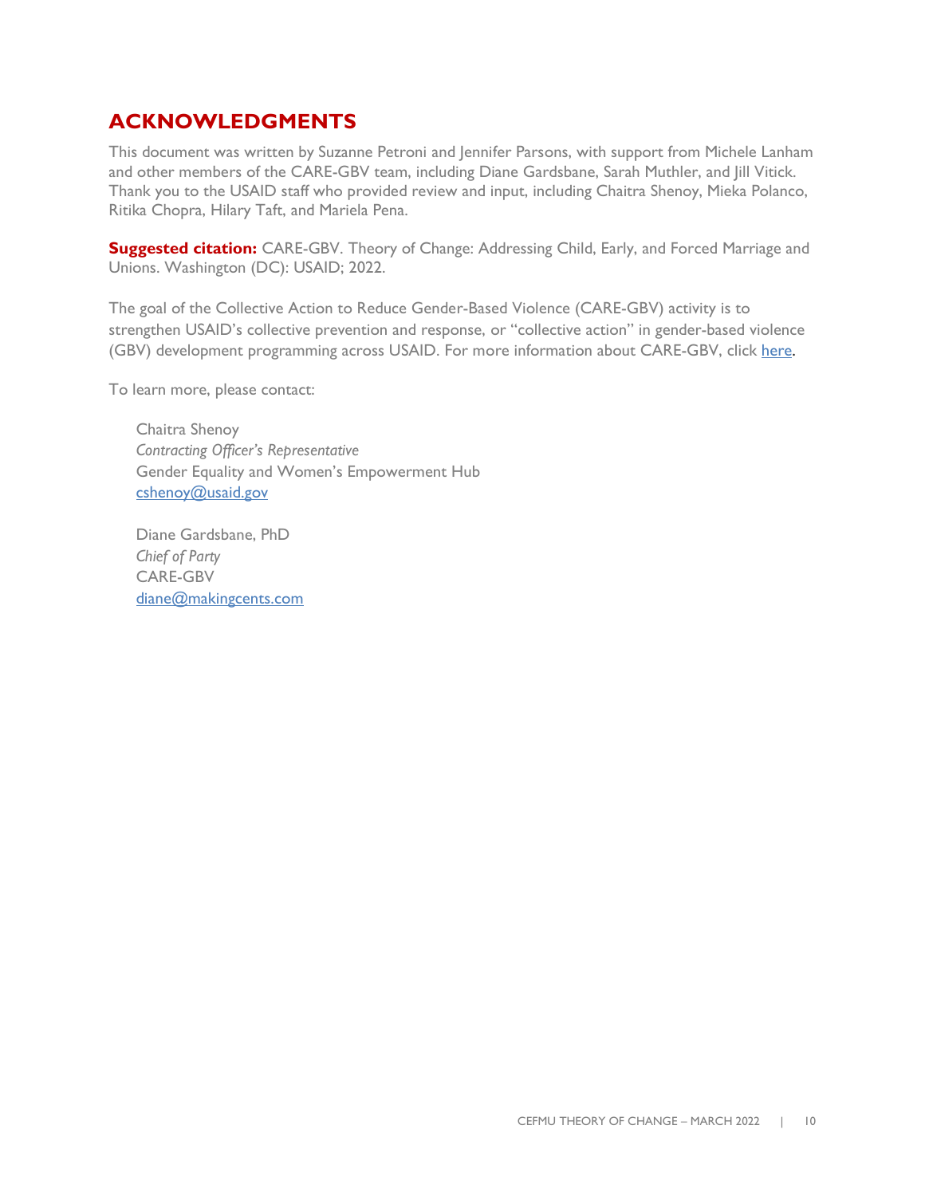## ACKNOWLEDGMENTS

This document was written by Suzanne Petroni and Jennifer Parsons, with support from Michele Lanham and other members of the CARE-GBV team, including Diane Gardsbane, Sarah Muthler, and Jill Vitick. Thank you to the USAID staff who provided review and input, including Chaitra Shenoy, Mieka Polanco, Ritika Chopra, Hilary Taft, and Mariela Pena.

**Suggested citation:** CARE-GBV. Theory of Change: Addressing Child, Early, and Forced Marriage and Unions. Washington (DC): USAID; 2022.

The goal of the Collective Action to Reduce Gender-Based Violence (CARE-GBV) activity is to strengthen USAID's collective prevention and response, or "collective action" in gender-based violence (GBV) development programming across USAID. For more information about CARE-GBV, click here.

To learn more, please contact:

Chaitra Shenoy  
*Contracting Officer's Representative*  
Gender Equality and Women's Empowerment Hub  
cshenoy@usaid.gov

Diane Gardsbane, PhD  
*Chief of Party*  
CARE-GBV  
diane@makingcents.com